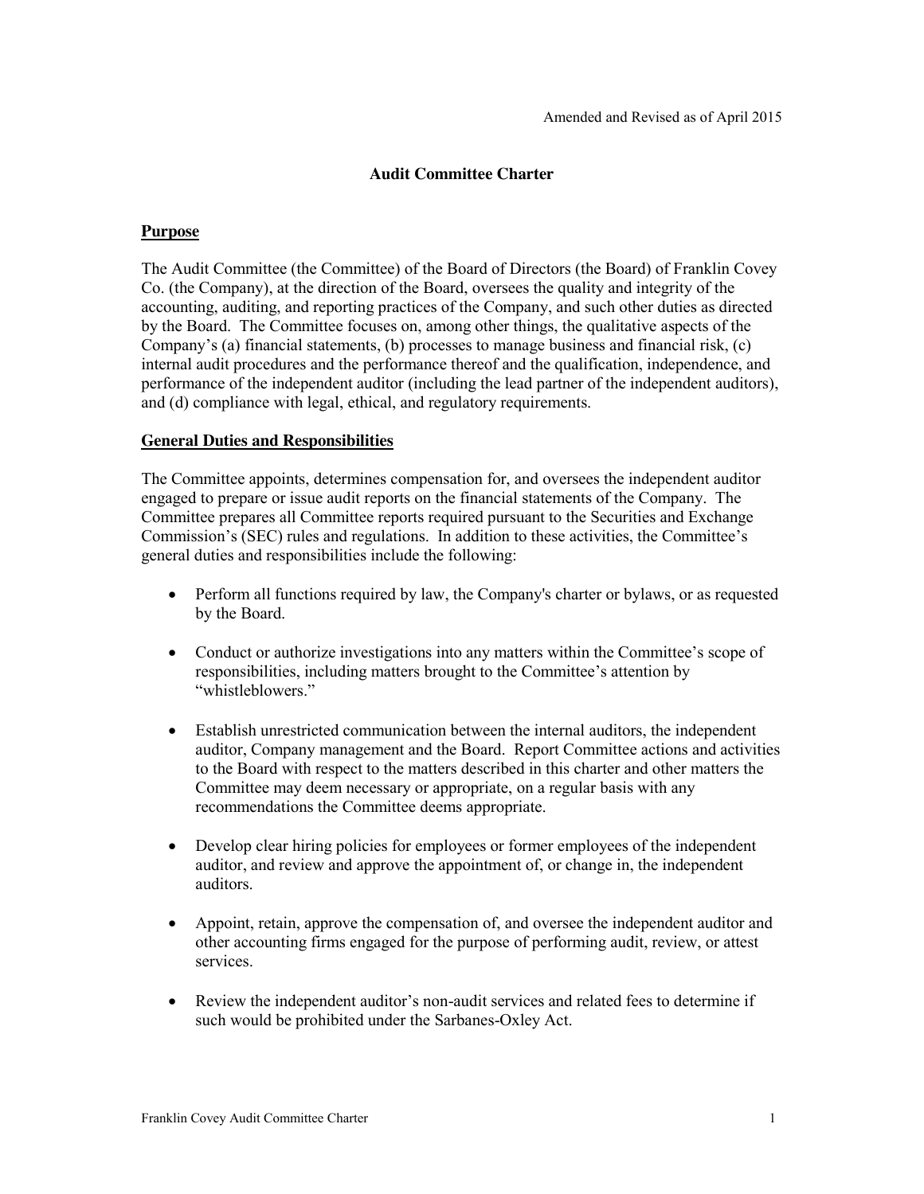Amended and Revised as of April 2015

# Audit Committee Charter

## Purpose

The Audit Committee (the Committee) of the Board of Directors (the Board) of Franklin Covey Co. (the Company), at the direction of the Board, oversees the quality and integrity of the accounting, auditing, and reporting practices of the Company, and such other duties as directed by the Board. The Committee focuses on, among other things, the qualitative aspects of the Company's (a) financial statements, (b) processes to manage business and financial risk, (c) internal audit procedures and the performance thereof and the qualification, independence, and performance of the independent auditor (including the lead partner of the independent auditors), and (d) compliance with legal, ethical, and regulatory requirements.

## General Duties and Responsibilities

The Committee appoints, determines compensation for, and oversees the independent auditor engaged to prepare or issue audit reports on the financial statements of the Company. The Committee prepares all Committee reports required pursuant to the Securities and Exchange Commission's (SEC) rules and regulations. In addition to these activities, the Committee's general duties and responsibilities include the following:

- Perform all functions required by law, the Company's charter or bylaws, or as requested by the Board.
- Conduct or authorize investigations into any matters within the Committee's scope of responsibilities, including matters brought to the Committee's attention by "whistleblowers."
- Establish unrestricted communication between the internal auditors, the independent auditor, Company management and the Board. Report Committee actions and activities to the Board with respect to the matters described in this charter and other matters the Committee may deem necessary or appropriate, on a regular basis with any recommendations the Committee deems appropriate.
- Develop clear hiring policies for employees or former employees of the independent auditor, and review and approve the appointment of, or change in, the independent auditors.
- Appoint, retain, approve the compensation of, and oversee the independent auditor and other accounting firms engaged for the purpose of performing audit, review, or attest services.
- Review the independent auditor's non-audit services and related fees to determine if such would be prohibited under the Sarbanes-Oxley Act.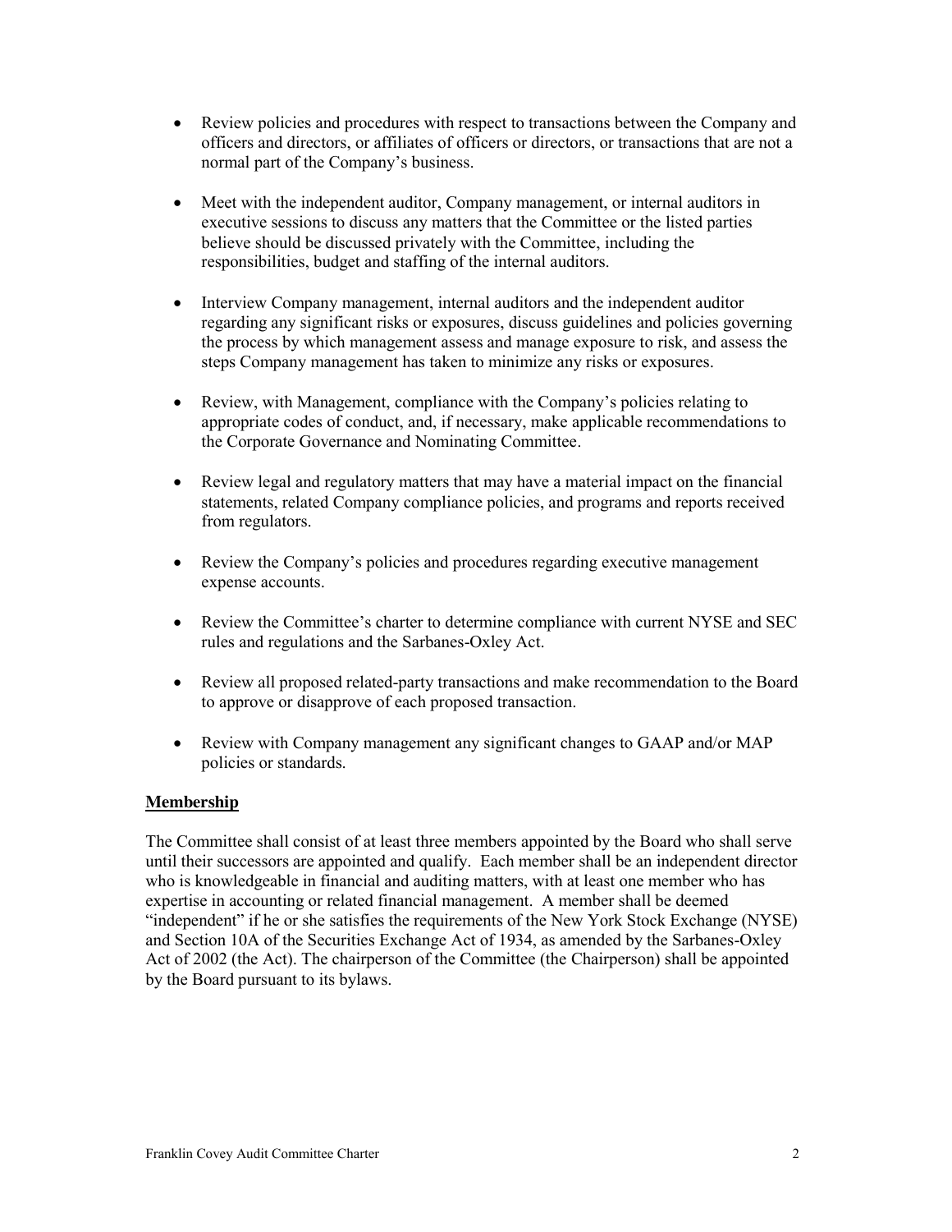- Review policies and procedures with respect to transactions between the Company and officers and directors, or affiliates of officers or directors, or transactions that are not a normal part of the Company's business.

- Meet with the independent auditor, Company management, or internal auditors in executive sessions to discuss any matters that the Committee or the listed parties believe should be discussed privately with the Committee, including the responsibilities, budget and staffing of the internal auditors.

- Interview Company management, internal auditors and the independent auditor regarding any significant risks or exposures, discuss guidelines and policies governing the process by which management assess and manage exposure to risk, and assess the steps Company management has taken to minimize any risks or exposures.

- Review, with Management, compliance with the Company's policies relating to appropriate codes of conduct, and, if necessary, make applicable recommendations to the Corporate Governance and Nominating Committee.

- Review legal and regulatory matters that may have a material impact on the financial statements, related Company compliance policies, and programs and reports received from regulators.

- Review the Company's policies and procedures regarding executive management expense accounts.

- Review the Committee's charter to determine compliance with current NYSE and SEC rules and regulations and the Sarbanes-Oxley Act.

- Review all proposed related-party transactions and make recommendation to the Board to approve or disapprove of each proposed transaction.

- Review with Company management any significant changes to GAAP and/or MAP policies or standards.

## Membership

The Committee shall consist of at least three members appointed by the Board who shall serve until their successors are appointed and qualify. Each member shall be an independent director who is knowledgeable in financial and auditing matters, with at least one member who has expertise in accounting or related financial management. A member shall be deemed "independent" if he or she satisfies the requirements of the New York Stock Exchange (NYSE) and Section 10A of the Securities Exchange Act of 1934, as amended by the Sarbanes-Oxley Act of 2002 (the Act). The chairperson of the Committee (the Chairperson) shall be appointed by the Board pursuant to its bylaws.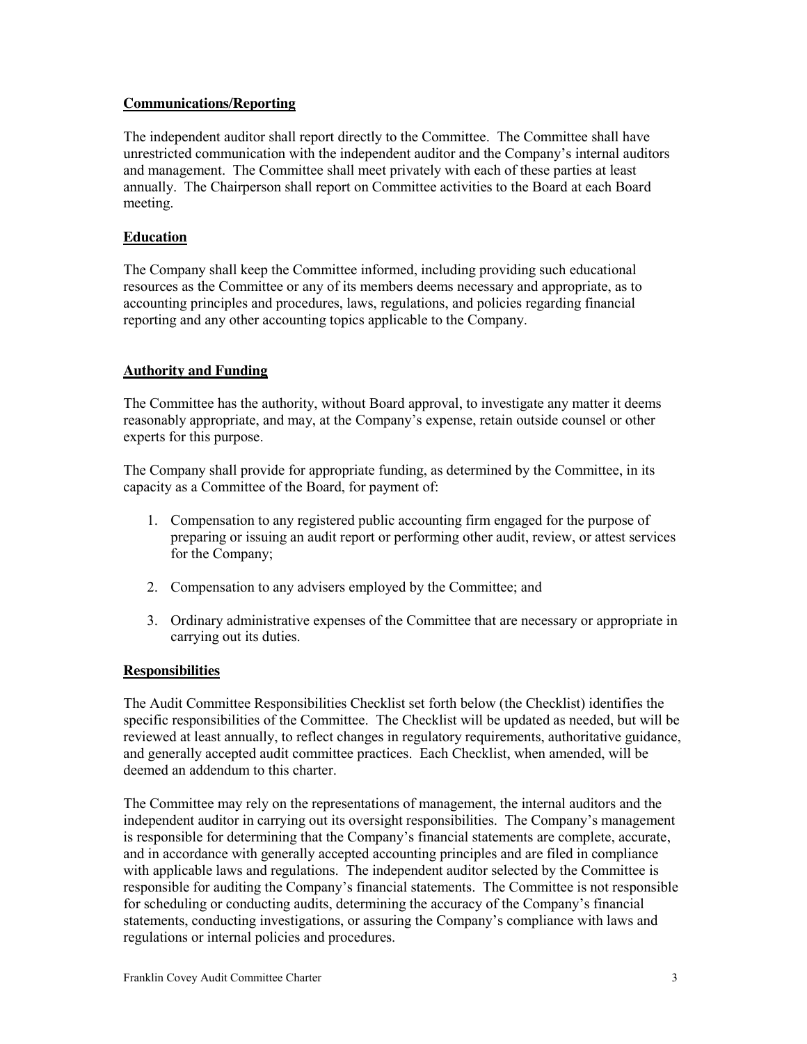## Communications/Reporting

The independent auditor shall report directly to the Committee. The Committee shall have unrestricted communication with the independent auditor and the Company's internal auditors and management. The Committee shall meet privately with each of these parties at least annually. The Chairperson shall report on Committee activities to the Board at each Board meeting.

## Education

The Company shall keep the Committee informed, including providing such educational resources as the Committee or any of its members deems necessary and appropriate, as to accounting principles and procedures, laws, regulations, and policies regarding financial reporting and any other accounting topics applicable to the Company.

## Authority and Funding

The Committee has the authority, without Board approval, to investigate any matter it deems reasonably appropriate, and may, at the Company's expense, retain outside counsel or other experts for this purpose.

The Company shall provide for appropriate funding, as determined by the Committee, in its capacity as a Committee of the Board, for payment of:

1. Compensation to any registered public accounting firm engaged for the purpose of preparing or issuing an audit report or performing other audit, review, or attest services for the Company;
2. Compensation to any advisers employed by the Committee; and
3. Ordinary administrative expenses of the Committee that are necessary or appropriate in carrying out its duties.

## Responsibilities

The Audit Committee Responsibilities Checklist set forth below (the Checklist) identifies the specific responsibilities of the Committee. The Checklist will be updated as needed, but will be reviewed at least annually, to reflect changes in regulatory requirements, authoritative guidance, and generally accepted audit committee practices. Each Checklist, when amended, will be deemed an addendum to this charter.

The Committee may rely on the representations of management, the internal auditors and the independent auditor in carrying out its oversight responsibilities. The Company's management is responsible for determining that the Company's financial statements are complete, accurate, and in accordance with generally accepted accounting principles and are filed in compliance with applicable laws and regulations. The independent auditor selected by the Committee is responsible for auditing the Company's financial statements. The Committee is not responsible for scheduling or conducting audits, determining the accuracy of the Company's financial statements, conducting investigations, or assuring the Company's compliance with laws and regulations or internal policies and procedures.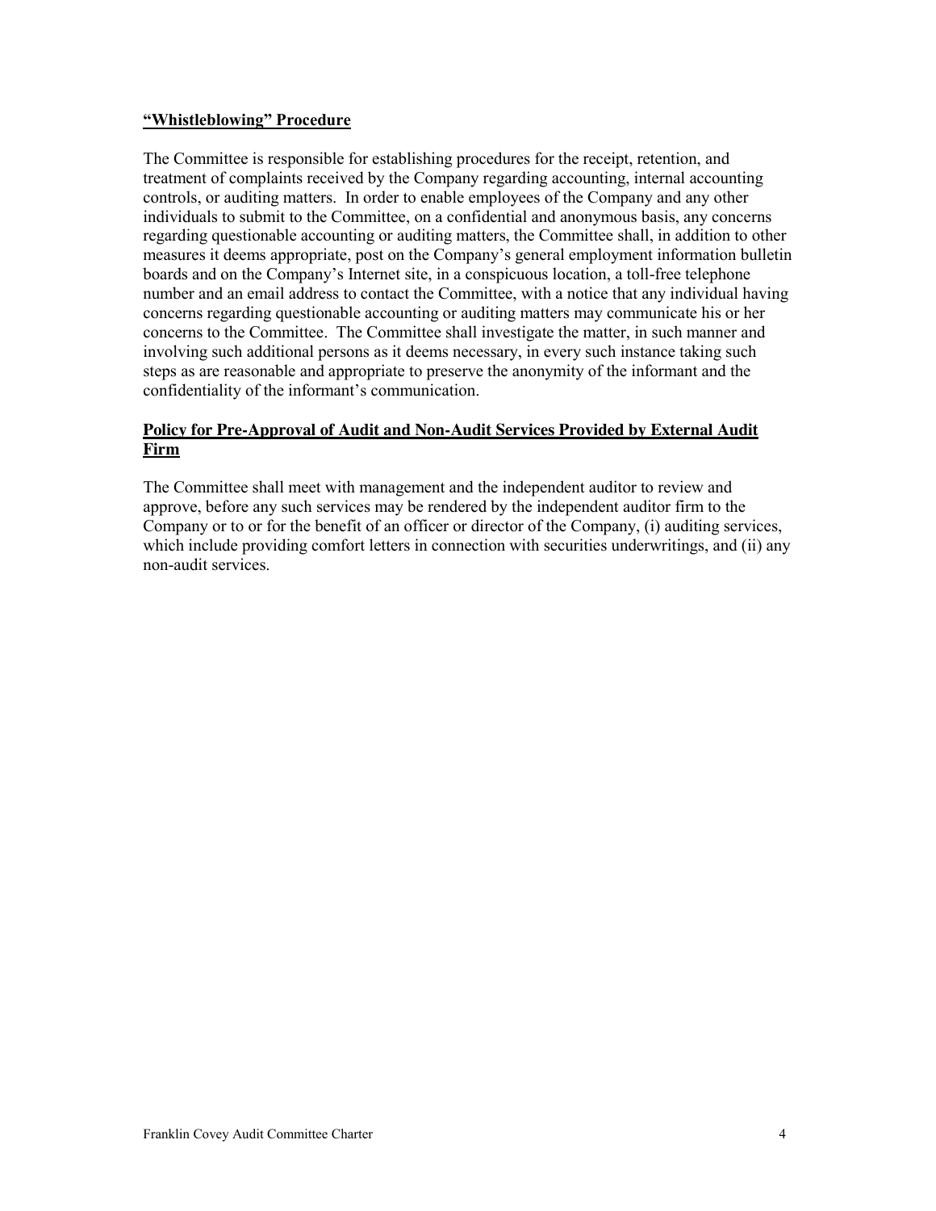**“Whistleblowing” Procedure**

The Committee is responsible for establishing procedures for the receipt, retention, and treatment of complaints received by the Company regarding accounting, internal accounting controls, or auditing matters. In order to enable employees of the Company and any other individuals to submit to the Committee, on a confidential and anonymous basis, any concerns regarding questionable accounting or auditing matters, the Committee shall, in addition to other measures it deems appropriate, post on the Company’s general employment information bulletin boards and on the Company’s Internet site, in a conspicuous location, a toll-free telephone number and an email address to contact the Committee, with a notice that any individual having concerns regarding questionable accounting or auditing matters may communicate his or her concerns to the Committee. The Committee shall investigate the matter, in such manner and involving such additional persons as it deems necessary, in every such instance taking such steps as are reasonable and appropriate to preserve the anonymity of the informant and the confidentiality of the informant’s communication.

**Policy for Pre-Approval of Audit and Non-Audit Services Provided by External Audit Firm**

The Committee shall meet with management and the independent auditor to review and approve, before any such services may be rendered by the independent auditor firm to the Company or to or for the benefit of an officer or director of the Company, (i) auditing services, which include providing comfort letters in connection with securities underwritings, and (ii) any non-audit services.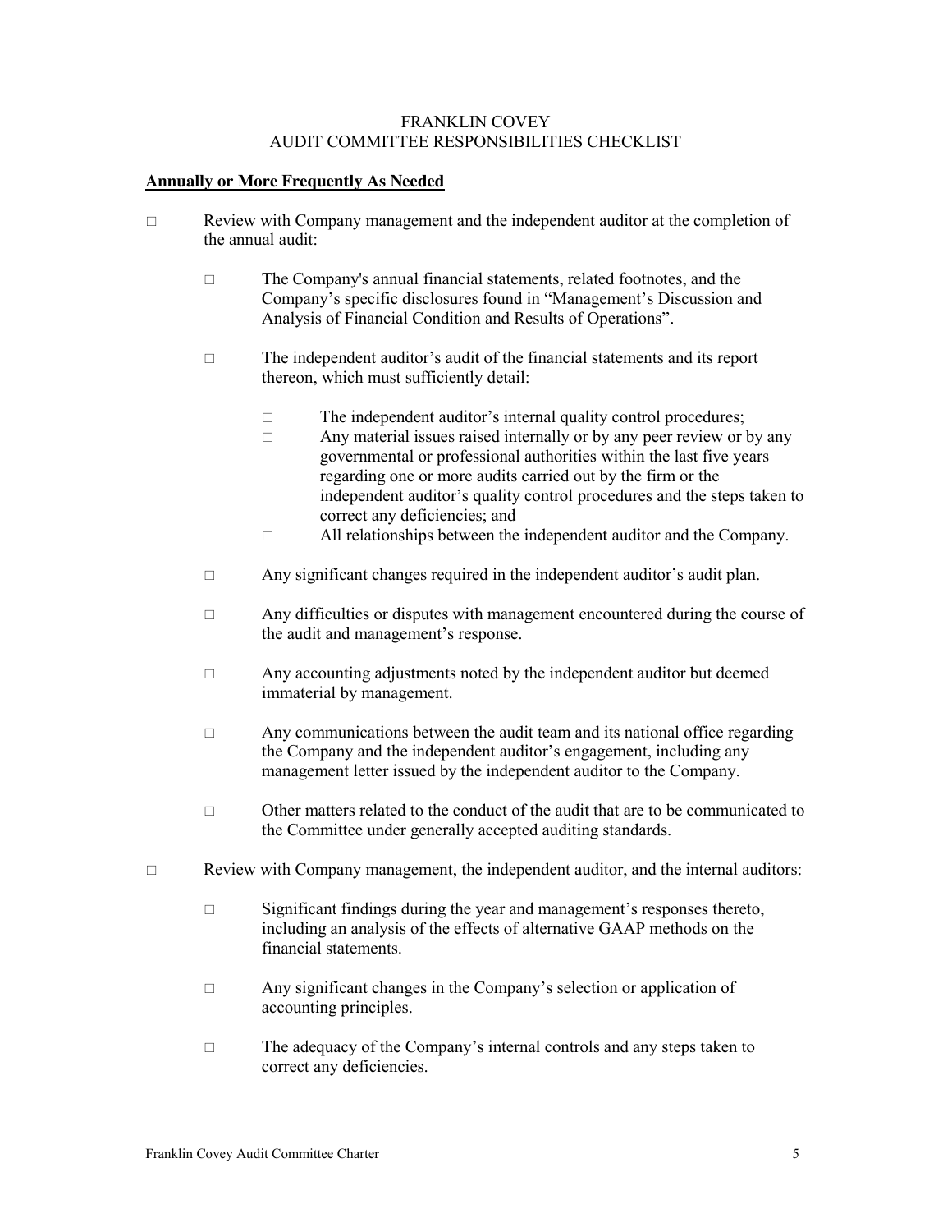FRANKLIN COVEY
AUDIT COMMITTEE RESPONSIBILITIES CHECKLIST

**Annually or More Frequently As Needed**

- □ Review with Company management and the independent auditor at the completion of the annual audit:
  - □ The Company's annual financial statements, related footnotes, and the Company's specific disclosures found in "Management's Discussion and Analysis of Financial Condition and Results of Operations".
  - □ The independent auditor's audit of the financial statements and its report thereon, which must sufficiently detail:
    - □ The independent auditor's internal quality control procedures;
    - □ Any material issues raised internally or by any peer review or by any governmental or professional authorities within the last five years regarding one or more audits carried out by the firm or the independent auditor's quality control procedures and the steps taken to correct any deficiencies; and
    - □ All relationships between the independent auditor and the Company.
  - □ Any significant changes required in the independent auditor's audit plan.
  - □ Any difficulties or disputes with management encountered during the course of the audit and management's response.
  - □ Any accounting adjustments noted by the independent auditor but deemed immaterial by management.
  - □ Any communications between the audit team and its national office regarding the Company and the independent auditor's engagement, including any management letter issued by the independent auditor to the Company.
  - □ Other matters related to the conduct of the audit that are to be communicated to the Committee under generally accepted auditing standards.
- □ Review with Company management, the independent auditor, and the internal auditors:
  - □ Significant findings during the year and management's responses thereto, including an analysis of the effects of alternative GAAP methods on the financial statements.
  - □ Any significant changes in the Company's selection or application of accounting principles.
  - □ The adequacy of the Company's internal controls and any steps taken to correct any deficiencies.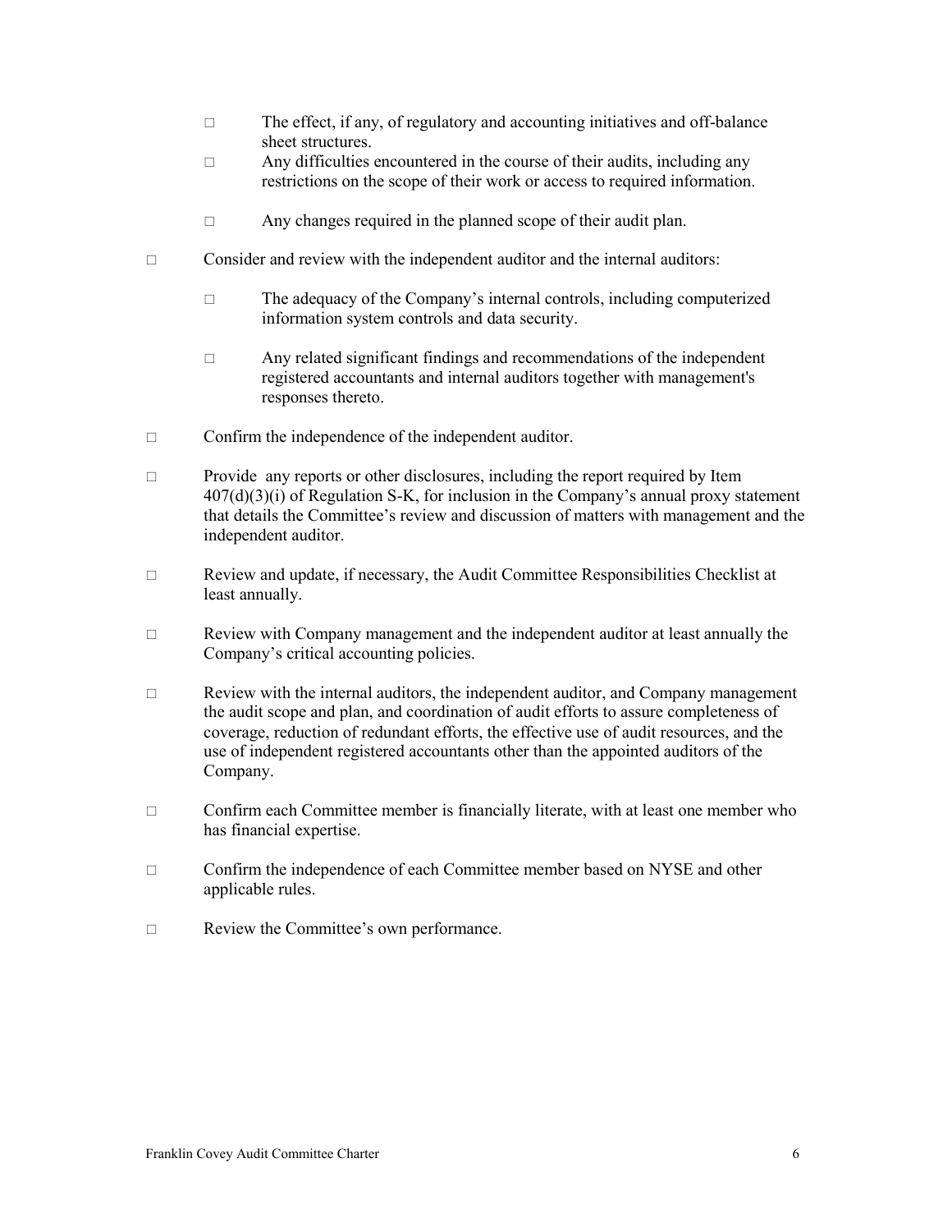- ☐ The effect, if any, of regulatory and accounting initiatives and off-balance sheet structures.
- ☐ Any difficulties encountered in the course of their audits, including any restrictions on the scope of their work or access to required information.
- ☐ Any changes required in the planned scope of their audit plan.

☐ Consider and review with the independent auditor and the internal auditors:

- ☐ The adequacy of the Company's internal controls, including computerized information system controls and data security.
- ☐ Any related significant findings and recommendations of the independent registered accountants and internal auditors together with management's responses thereto.

☐ Confirm the independence of the independent auditor.

☐ Provide any reports or other disclosures, including the report required by Item 407(d)(3)(i) of Regulation S-K, for inclusion in the Company's annual proxy statement that details the Committee's review and discussion of matters with management and the independent auditor.

☐ Review and update, if necessary, the Audit Committee Responsibilities Checklist at least annually.

☐ Review with Company management and the independent auditor at least annually the Company's critical accounting policies.

☐ Review with the internal auditors, the independent auditor, and Company management the audit scope and plan, and coordination of audit efforts to assure completeness of coverage, reduction of redundant efforts, the effective use of audit resources, and the use of independent registered accountants other than the appointed auditors of the Company.

☐ Confirm each Committee member is financially literate, with at least one member who has financial expertise.

☐ Confirm the independence of each Committee member based on NYSE and other applicable rules.

☐ Review the Committee's own performance.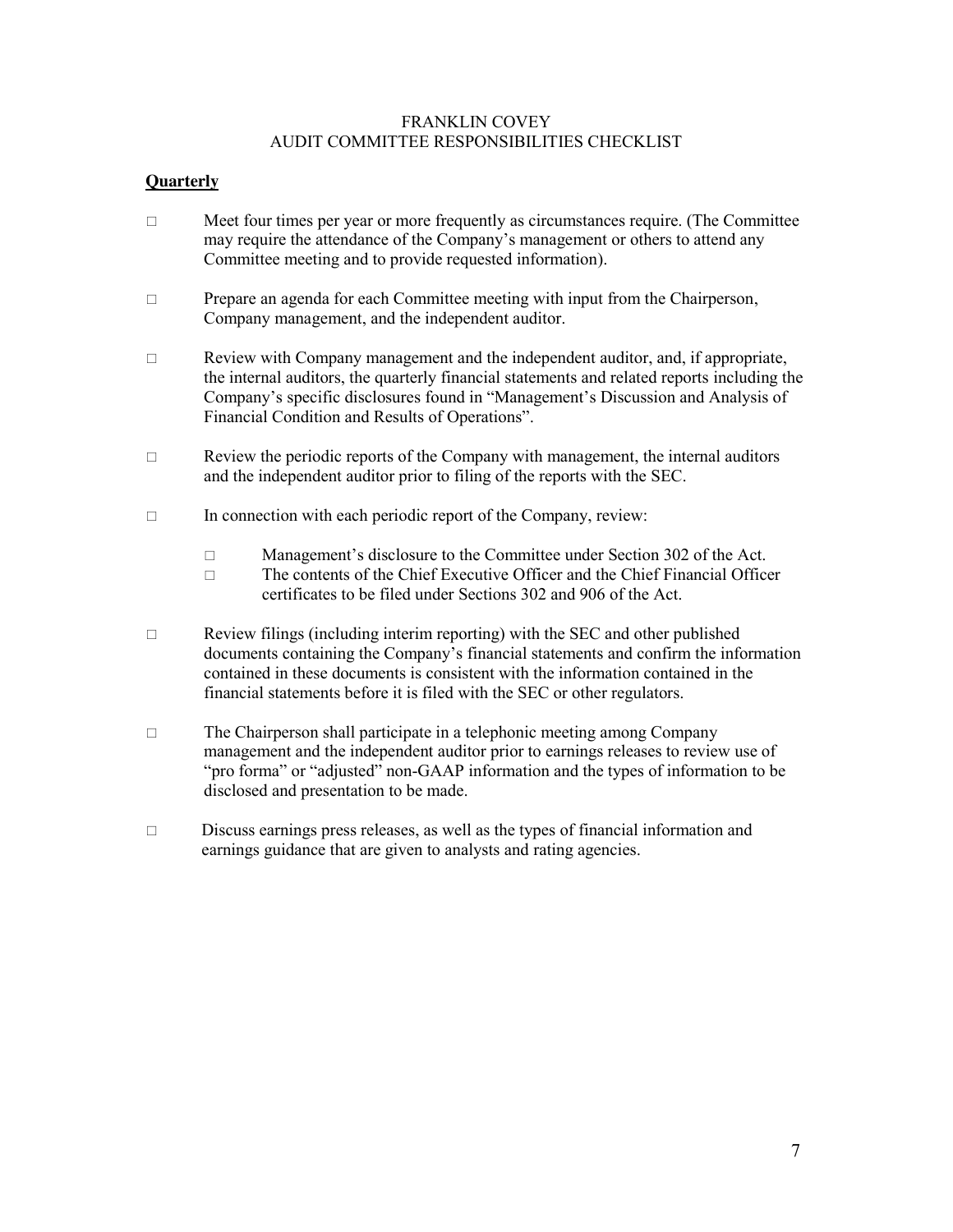FRANKLIN COVEY
AUDIT COMMITTEE RESPONSIBILITIES CHECKLIST

## **Quarterly**

- □ Meet four times per year or more frequently as circumstances require. (The Committee may require the attendance of the Company's management or others to attend any Committee meeting and to provide requested information).
- □ Prepare an agenda for each Committee meeting with input from the Chairperson, Company management, and the independent auditor.
- □ Review with Company management and the independent auditor, and, if appropriate, the internal auditors, the quarterly financial statements and related reports including the Company's specific disclosures found in "Management's Discussion and Analysis of Financial Condition and Results of Operations".
- □ Review the periodic reports of the Company with management, the internal auditors and the independent auditor prior to filing of the reports with the SEC.
- □ In connection with each periodic report of the Company, review:
  - □ Management's disclosure to the Committee under Section 302 of the Act.
  - □ The contents of the Chief Executive Officer and the Chief Financial Officer certificates to be filed under Sections 302 and 906 of the Act.
- □ Review filings (including interim reporting) with the SEC and other published documents containing the Company's financial statements and confirm the information contained in these documents is consistent with the information contained in the financial statements before it is filed with the SEC or other regulators.
- □ The Chairperson shall participate in a telephonic meeting among Company management and the independent auditor prior to earnings releases to review use of "pro forma" or "adjusted" non-GAAP information and the types of information to be disclosed and presentation to be made.
- □ Discuss earnings press releases, as well as the types of financial information and earnings guidance that are given to analysts and rating agencies.